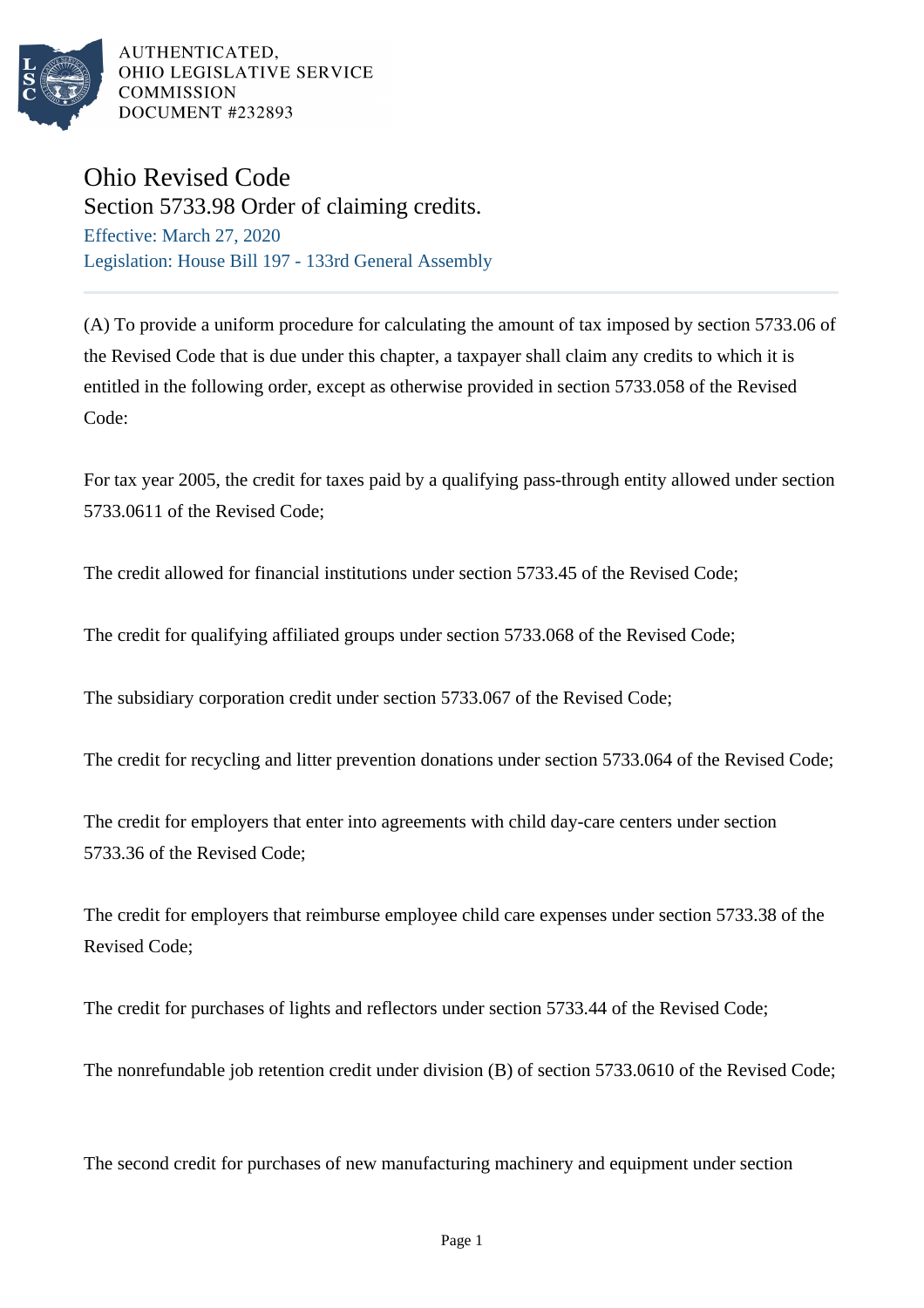AUTHENTICATED,
OHIO LEGISLATIVE SERVICE
COMMISSION
DOCUMENT #232893

# Ohio Revised Code

## Section 5733.98 Order of claiming credits.

Effective: March 27, 2020

Legislation: House Bill 197 - 133rd General Assembly

---

(A) To provide a uniform procedure for calculating the amount of tax imposed by section 5733.06 of the Revised Code that is due under this chapter, a taxpayer shall claim any credits to which it is entitled in the following order, except as otherwise provided in section 5733.058 of the Revised Code:

For tax year 2005, the credit for taxes paid by a qualifying pass-through entity allowed under section 5733.0611 of the Revised Code;

The credit allowed for financial institutions under section 5733.45 of the Revised Code;

The credit for qualifying affiliated groups under section 5733.068 of the Revised Code;

The subsidiary corporation credit under section 5733.067 of the Revised Code;

The credit for recycling and litter prevention donations under section 5733.064 of the Revised Code;

The credit for employers that enter into agreements with child day-care centers under section 5733.36 of the Revised Code;

The credit for employers that reimburse employee child care expenses under section 5733.38 of the Revised Code;

The credit for purchases of lights and reflectors under section 5733.44 of the Revised Code;

The nonrefundable job retention credit under division (B) of section 5733.0610 of the Revised Code;

The second credit for purchases of new manufacturing machinery and equipment under section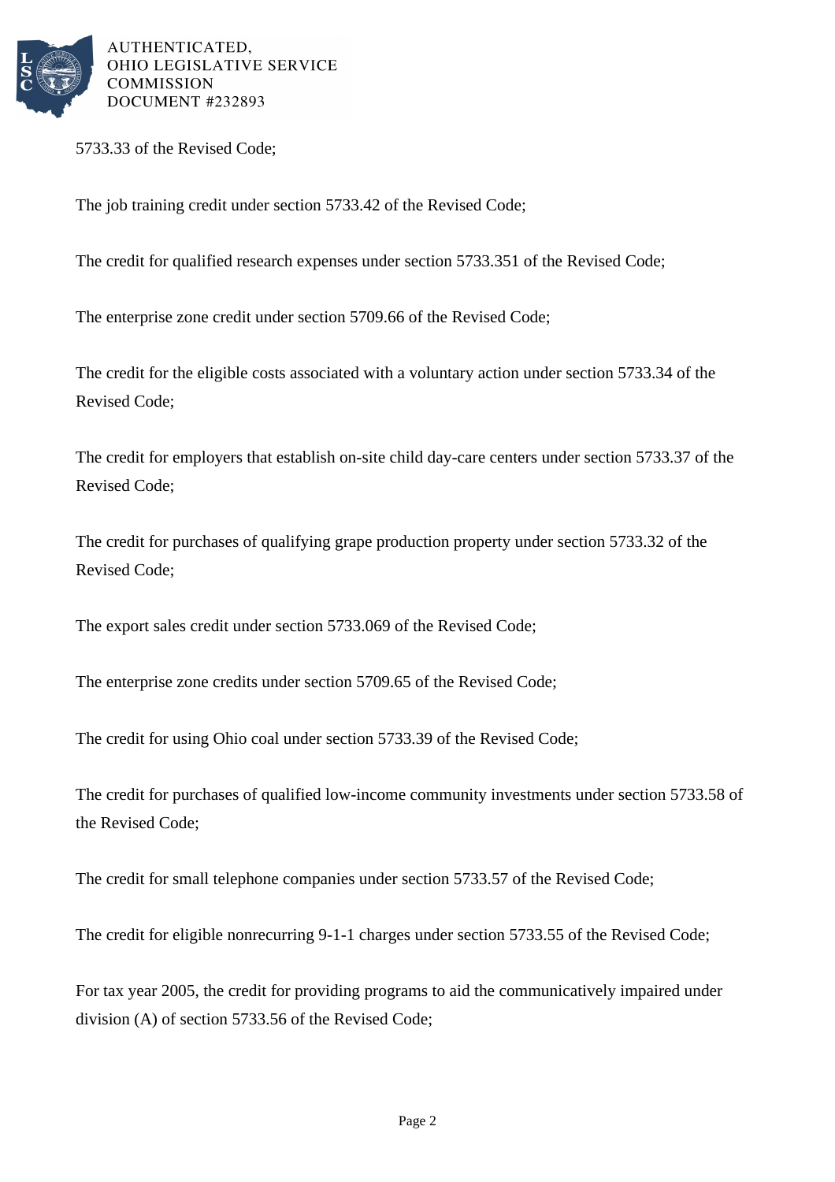5733.33 of the Revised Code;

The job training credit under section 5733.42 of the Revised Code;

The credit for qualified research expenses under section 5733.351 of the Revised Code;

The enterprise zone credit under section 5709.66 of the Revised Code;

The credit for the eligible costs associated with a voluntary action under section 5733.34 of the Revised Code;

The credit for employers that establish on-site child day-care centers under section 5733.37 of the Revised Code;

The credit for purchases of qualifying grape production property under section 5733.32 of the Revised Code;

The export sales credit under section 5733.069 of the Revised Code;

The enterprise zone credits under section 5709.65 of the Revised Code;

The credit for using Ohio coal under section 5733.39 of the Revised Code;

The credit for purchases of qualified low-income community investments under section 5733.58 of the Revised Code;

The credit for small telephone companies under section 5733.57 of the Revised Code;

The credit for eligible nonrecurring 9-1-1 charges under section 5733.55 of the Revised Code;

For tax year 2005, the credit for providing programs to aid the communicatively impaired under division (A) of section 5733.56 of the Revised Code;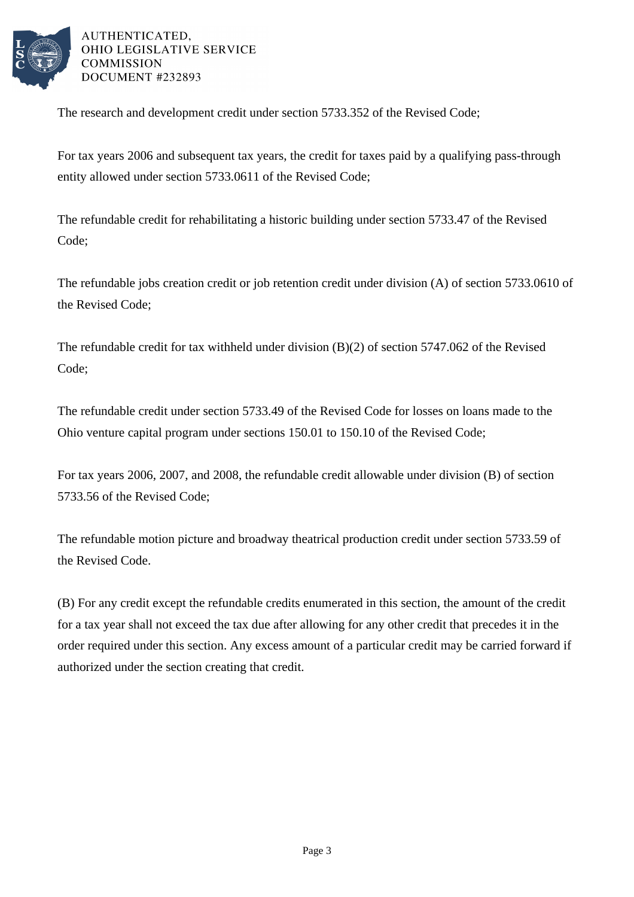The research and development credit under section 5733.352 of the Revised Code;

For tax years 2006 and subsequent tax years, the credit for taxes paid by a qualifying pass-through entity allowed under section 5733.0611 of the Revised Code;

The refundable credit for rehabilitating a historic building under section 5733.47 of the Revised Code;

The refundable jobs creation credit or job retention credit under division (A) of section 5733.0610 of the Revised Code;

The refundable credit for tax withheld under division (B)(2) of section 5747.062 of the Revised Code;

The refundable credit under section 5733.49 of the Revised Code for losses on loans made to the Ohio venture capital program under sections 150.01 to 150.10 of the Revised Code;

For tax years 2006, 2007, and 2008, the refundable credit allowable under division (B) of section 5733.56 of the Revised Code;

The refundable motion picture and broadway theatrical production credit under section 5733.59 of the Revised Code.

(B) For any credit except the refundable credits enumerated in this section, the amount of the credit for a tax year shall not exceed the tax due after allowing for any other credit that precedes it in the order required under this section. Any excess amount of a particular credit may be carried forward if authorized under the section creating that credit.